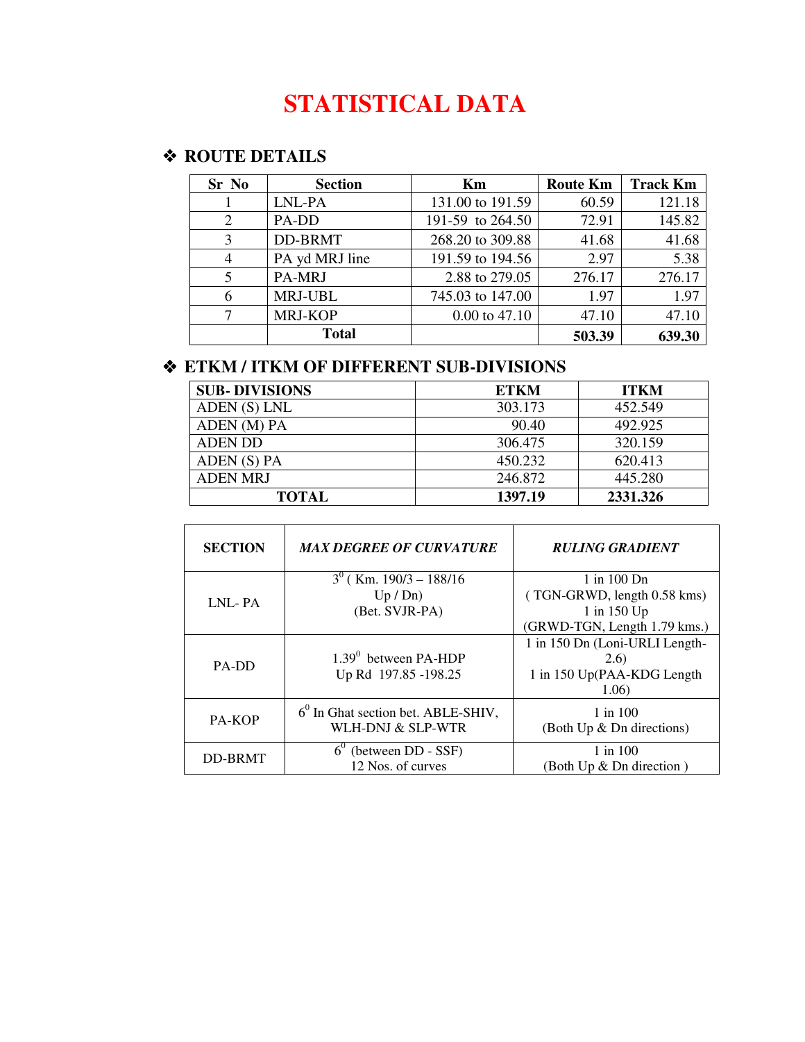# STATISTICAL DATA

## ❖ ROUTE DETAILS

| Sr No | Section | Km | Route Km | Track Km |
|---|---|---|---|---|
| 1 | LNL-PA | 131.00 to 191.59 | 60.59 | 121.18 |
| 2 | PA-DD | 191-59 to 264.50 | 72.91 | 145.82 |
| 3 | DD-BRMT | 268.20 to 309.88 | 41.68 | 41.68 |
| 4 | PA yd MRJ line | 191.59 to 194.56 | 2.97 | 5.38 |
| 5 | PA-MRJ | 2.88 to 279.05 | 276.17 | 276.17 |
| 6 | MRJ-UBL | 745.03 to 147.00 | 1.97 | 1.97 |
| 7 | MRJ-KOP | 0.00 to 47.10 | 47.10 | 47.10 |
| | **Total** | | **503.39** | **639.30** |

## ❖ ETKM / ITKM OF DIFFERENT SUB-DIVISIONS

| SUB- DIVISIONS | ETKM | ITKM |
|---|---|---|
| ADEN (S) LNL | 303.173 | 452.549 |
| ADEN (M) PA | 90.40 | 492.925 |
| ADEN DD | 306.475 | 320.159 |
| ADEN (S) PA | 450.232 | 620.413 |
| ADEN MRJ | 246.872 | 445.280 |
| **TOTAL** | **1397.19** | **2331.326** |

| **SECTION** | ***MAX DEGREE OF CURVATURE*** | ***RULING GRADIENT*** |
|---|---|---|
| LNL- PA | $3^0$ ( Km. 190/3 – 188/16 Up / Dn) (Bet. SVJR-PA) | 1 in 100 Dn ( TGN-GRWD, length 0.58 kms) 1 in 150 Up (GRWD-TGN, Length 1.79 kms.) |
| PA-DD | $1.39^0$ between PA-HDP Up Rd 197.85 -198.25 | 1 in 150 Dn (Loni-URLI Length-2.6) 1 in 150 Up(PAA-KDG Length 1.06) |
| PA-KOP | $6^0$ In Ghat section bet. ABLE-SHIV, WLH-DNJ & SLP-WTR | 1 in 100 (Both Up & Dn directions) |
| DD-BRMT | $6^0$ (between DD - SSF) 12 Nos. of curves | 1 in 100 (Both Up & Dn direction ) |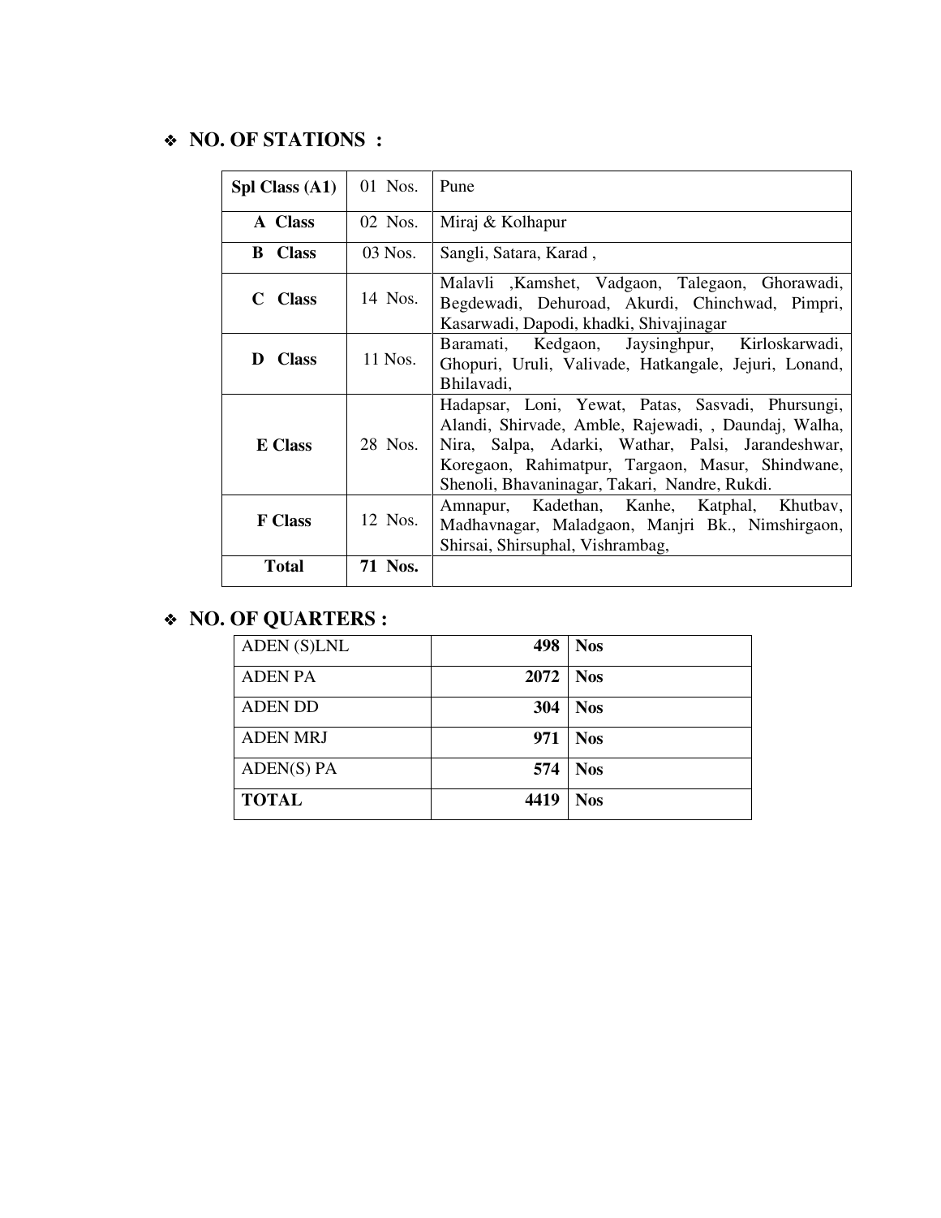## ❖ NO. OF STATIONS :

| Spl Class (A1) | 01 Nos. | Pune |
|---|---|---|
| A Class | 02 Nos. | Miraj & Kolhapur |
| B Class | 03 Nos. | Sangli, Satara, Karad , |
| C Class | 14 Nos. | Malavli ,Kamshet, Vadgaon, Talegaon, Ghorawadi, Begdewadi, Dehuroad, Akurdi, Chinchwad, Pimpri, Kasarwadi, Dapodi, khadki, Shivajinagar |
| D Class | 11 Nos. | Baramati, Kedgaon, Jaysinghpur, Kirloskarwadi, Ghopuri, Uruli, Valivade, Hatkangale, Jejuri, Lonand, Bhilavadi, |
| E Class | 28 Nos. | Hadapsar, Loni, Yewat, Patas, Sasvadi, Phursungi, Alandi, Shirvade, Amble, Rajewadi, , Daundaj, Walha, Nira, Salpa, Adarki, Wathar, Palsi, Jarandeshwar, Koregaon, Rahimatpur, Targaon, Masur, Shindwane, Shenoli, Bhavaninagar, Takari, Nandre, Rukdi. |
| F Class | 12 Nos. | Amnapur, Kadethan, Kanhe, Katphal, Khutbav, Madhavnagar, Maladgaon, Manjri Bk., Nimshirgaon, Shirsai, Shirsuphal, Vishrambag, |
| **Total** | **71 Nos.** | |

## ❖ NO. OF QUARTERS :

| ADEN (S)LNL | **498** | **Nos** |
|---|---|---|
| ADEN PA | **2072** | **Nos** |
| ADEN DD | **304** | **Nos** |
| ADEN MRJ | **971** | **Nos** |
| ADEN(S) PA | **574** | **Nos** |
| **TOTAL** | **4419** | **Nos** |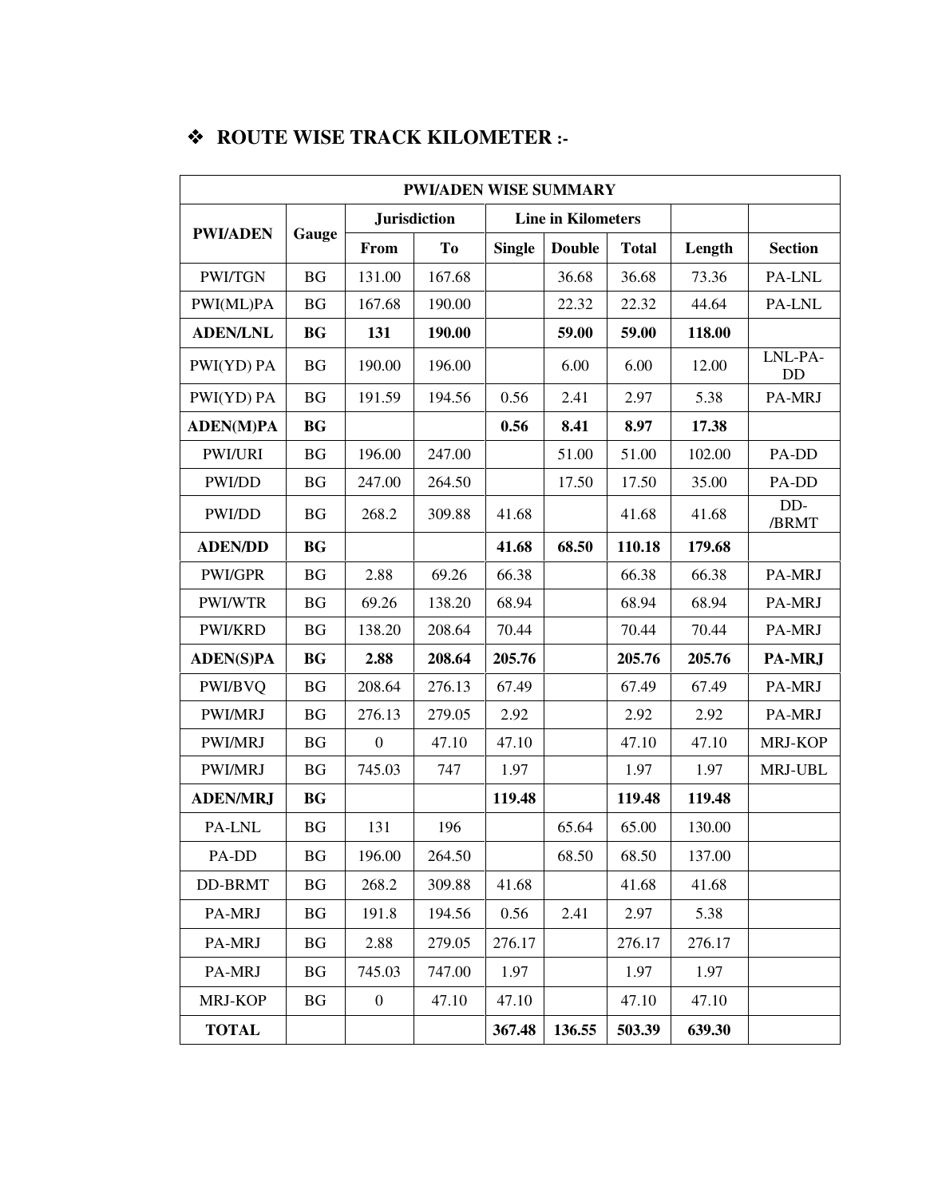## ❖ ROUTE WISE TRACK KILOMETER :-

| PWI/ADEN WISE SUMMARY | | | | | | | | |
|---|---|---|---|---|---|---|---|---|
| **PWI/ADEN** | **Gauge** | **Jurisdiction** | | **Line in Kilometers** | | | | |
| | | **From** | **To** | **Single** | **Double** | **Total** | **Length** | **Section** |
| PWI/TGN | BG | 131.00 | 167.68 | | 36.68 | 36.68 | 73.36 | PA-LNL |
| PWI(ML)PA | BG | 167.68 | 190.00 | | 22.32 | 22.32 | 44.64 | PA-LNL |
| **ADEN/LNL** | **BG** | **131** | **190.00** | | **59.00** | **59.00** | **118.00** | |
| PWI(YD) PA | BG | 190.00 | 196.00 | | 6.00 | 6.00 | 12.00 | LNL-PA-DD |
| PWI(YD) PA | BG | 191.59 | 194.56 | 0.56 | 2.41 | 2.97 | 5.38 | PA-MRJ |
| **ADEN(M)PA** | **BG** | | | **0.56** | **8.41** | **8.97** | **17.38** | |
| PWI/URI | BG | 196.00 | 247.00 | | 51.00 | 51.00 | 102.00 | PA-DD |
| PWI/DD | BG | 247.00 | 264.50 | | 17.50 | 17.50 | 35.00 | PA-DD |
| PWI/DD | BG | 268.2 | 309.88 | 41.68 | | 41.68 | 41.68 | DD-/BRMT |
| **ADEN/DD** | **BG** | | | **41.68** | **68.50** | **110.18** | **179.68** | |
| PWI/GPR | BG | 2.88 | 69.26 | 66.38 | | 66.38 | 66.38 | PA-MRJ |
| PWI/WTR | BG | 69.26 | 138.20 | 68.94 | | 68.94 | 68.94 | PA-MRJ |
| PWI/KRD | BG | 138.20 | 208.64 | 70.44 | | 70.44 | 70.44 | PA-MRJ |
| **ADEN(S)PA** | **BG** | **2.88** | **208.64** | **205.76** | | **205.76** | **205.76** | **PA-MRJ** |
| PWI/BVQ | BG | 208.64 | 276.13 | 67.49 | | 67.49 | 67.49 | PA-MRJ |
| PWI/MRJ | BG | 276.13 | 279.05 | 2.92 | | 2.92 | 2.92 | PA-MRJ |
| PWI/MRJ | BG | 0 | 47.10 | 47.10 | | 47.10 | 47.10 | MRJ-KOP |
| PWI/MRJ | BG | 745.03 | 747 | 1.97 | | 1.97 | 1.97 | MRJ-UBL |
| **ADEN/MRJ** | **BG** | | | **119.48** | | **119.48** | **119.48** | |
| PA-LNL | BG | 131 | 196 | | 65.64 | 65.00 | 130.00 | |
| PA-DD | BG | 196.00 | 264.50 | | 68.50 | 68.50 | 137.00 | |
| DD-BRMT | BG | 268.2 | 309.88 | 41.68 | | 41.68 | 41.68 | |
| PA-MRJ | BG | 191.8 | 194.56 | 0.56 | 2.41 | 2.97 | 5.38 | |
| PA-MRJ | BG | 2.88 | 279.05 | 276.17 | | 276.17 | 276.17 | |
| PA-MRJ | BG | 745.03 | 747.00 | 1.97 | | 1.97 | 1.97 | |
| MRJ-KOP | BG | 0 | 47.10 | 47.10 | | 47.10 | 47.10 | |
| **TOTAL** | | | | **367.48** | **136.55** | **503.39** | **639.30** | |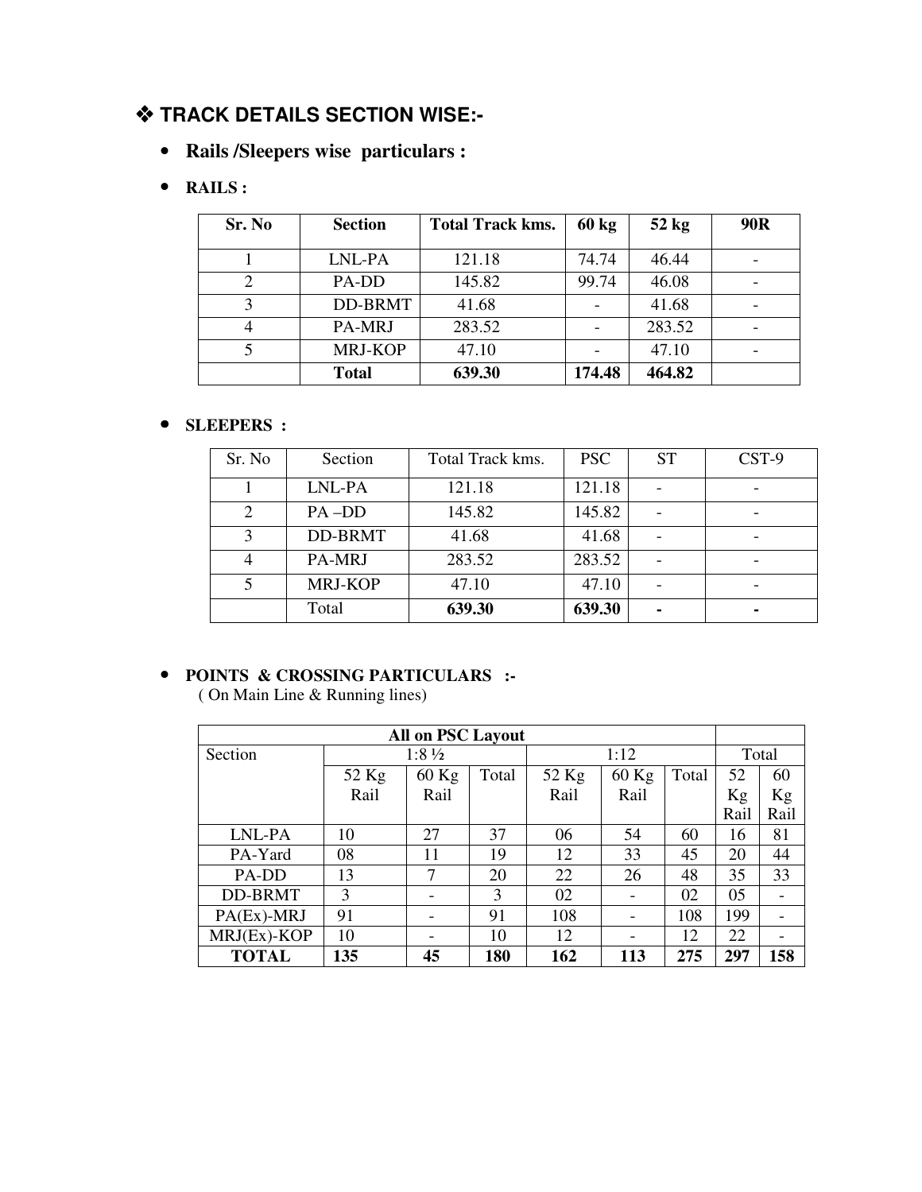## ❖ TRACK DETAILS SECTION WISE:-

- **Rails /Sleepers wise particulars :**
- **RAILS :**

| Sr. No | Section | Total Track kms. | 60 kg | 52 kg | 90R |
|---|---|---|---|---|---|
| 1 | LNL-PA | 121.18 | 74.74 | 46.44 | - |
| 2 | PA-DD | 145.82 | 99.74 | 46.08 | - |
| 3 | DD-BRMT | 41.68 | - | 41.68 | - |
| 4 | PA-MRJ | 283.52 | - | 283.52 | - |
| 5 | MRJ-KOP | 47.10 | - | 47.10 | - |
| | **Total** | **639.30** | **174.48** | **464.82** | |

- **SLEEPERS :**

| Sr. No | Section | Total Track kms. | PSC | ST | CST-9 |
|---|---|---|---|---|---|
| 1 | LNL-PA | 121.18 | 121.18 | - | - |
| 2 | PA –DD | 145.82 | 145.82 | - | - |
| 3 | DD-BRMT | 41.68 | 41.68 | - | - |
| 4 | PA-MRJ | 283.52 | 283.52 | - | - |
| 5 | MRJ-KOP | 47.10 | 47.10 | - | - |
| | Total | **639.30** | **639.30** | **-** | **-** |

- **POINTS & CROSSING PARTICULARS :-**
  ( On Main Line & Running lines)

| **All on PSC Layout** | | | | | | | | |
|---|---|---|---|---|---|---|---|---|
| Section | 1:8 ½ | | | 1:12 | | | Total | |
| | 52 Kg Rail | 60 Kg Rail | Total | 52 Kg Rail | 60 Kg Rail | Total | 52 Kg Rail | 60 Kg Rail |
| LNL-PA | 10 | 27 | 37 | 06 | 54 | 60 | 16 | 81 |
| PA-Yard | 08 | 11 | 19 | 12 | 33 | 45 | 20 | 44 |
| PA-DD | 13 | 7 | 20 | 22 | 26 | 48 | 35 | 33 |
| DD-BRMT | 3 | - | 3 | 02 | - | 02 | 05 | - |
| PA(Ex)-MRJ | 91 | - | 91 | 108 | - | 108 | 199 | - |
| MRJ(Ex)-KOP | 10 | - | 10 | 12 | - | 12 | 22 | - |
| **TOTAL** | **135** | **45** | **180** | **162** | **113** | **275** | **297** | **158** |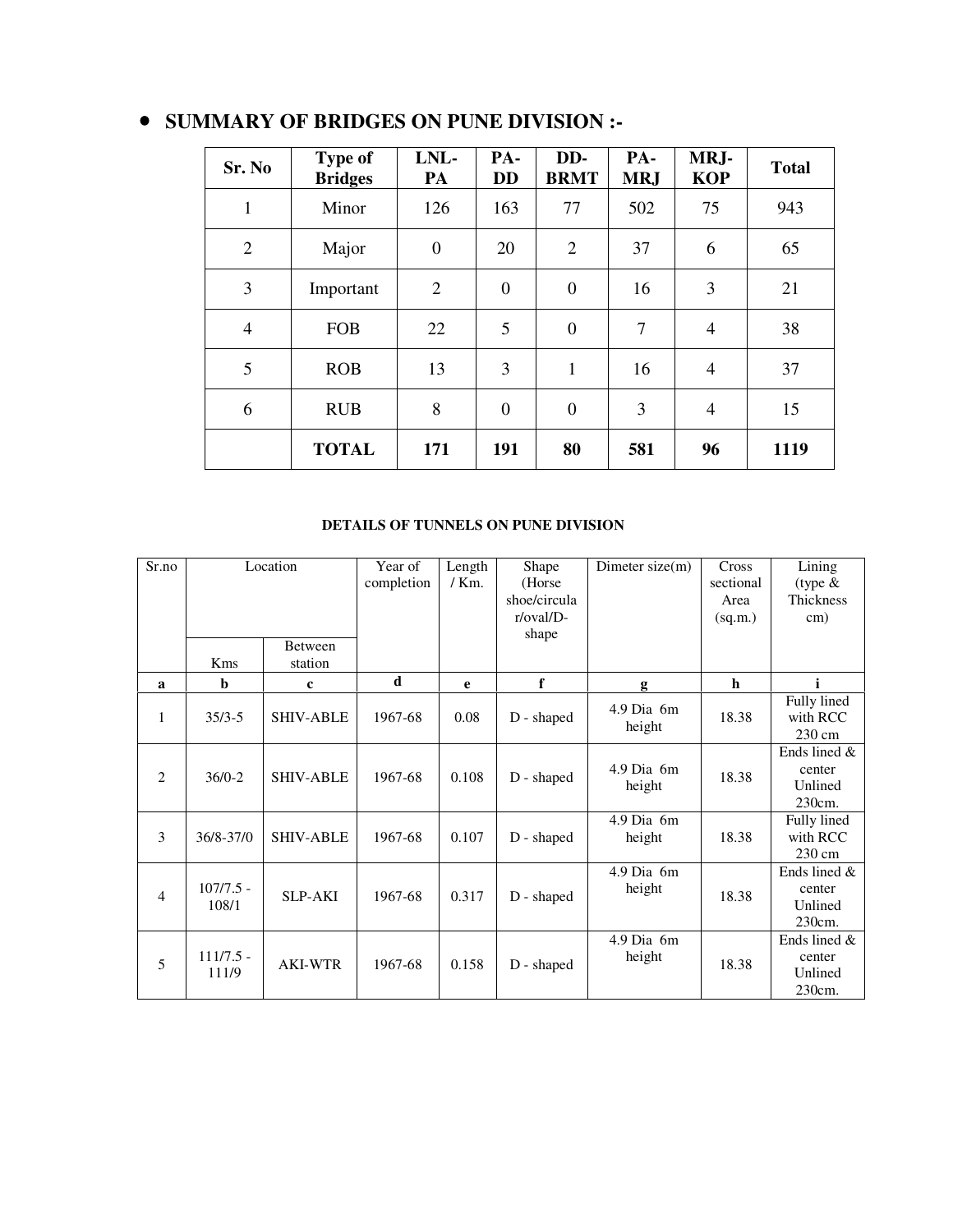- **SUMMARY OF BRIDGES ON PUNE DIVISION :-**

| Sr. No | Type of Bridges | LNL-PA | PA-DD | DD-BRMT | PA-MRJ | MRJ-KOP | Total |
|---|---|---|---|---|---|---|---|
| 1 | Minor | 126 | 163 | 77 | 502 | 75 | 943 |
| 2 | Major | 0 | 20 | 2 | 37 | 6 | 65 |
| 3 | Important | 2 | 0 | 0 | 16 | 3 | 21 |
| 4 | FOB | 22 | 5 | 0 | 7 | 4 | 38 |
| 5 | ROB | 13 | 3 | 1 | 16 | 4 | 37 |
| 6 | RUB | 8 | 0 | 0 | 3 | 4 | 15 |
| | **TOTAL** | **171** | **191** | **80** | **581** | **96** | **1119** |

**DETAILS OF TUNNELS ON PUNE DIVISION**

| Sr.no | Location | | Year of completion | Length / Km. | Shape (Horse shoe/circular/oval/D-shape | Dimeter size(m) | Cross sectional Area (sq.m.) | Lining (type & Thickness cm) |
|---|---|---|---|---|---|---|---|---|
| | Kms | Between station | | | | | | |
| a | b | c | d | e | f | g | h | i |
| 1 | 35/3-5 | SHIV-ABLE | 1967-68 | 0.08 | D - shaped | 4.9 Dia 6m height | 18.38 | Fully lined with RCC 230 cm |
| 2 | 36/0-2 | SHIV-ABLE | 1967-68 | 0.108 | D - shaped | 4.9 Dia 6m height | 18.38 | Ends lined & center Unlined 230cm. |
| 3 | 36/8-37/0 | SHIV-ABLE | 1967-68 | 0.107 | D - shaped | 4.9 Dia 6m height | 18.38 | Fully lined with RCC 230 cm |
| 4 | 107/7.5 - 108/1 | SLP-AKI | 1967-68 | 0.317 | D - shaped | 4.9 Dia 6m height | 18.38 | Ends lined & center Unlined 230cm. |
| 5 | 111/7.5 - 111/9 | AKI-WTR | 1967-68 | 0.158 | D - shaped | 4.9 Dia 6m height | 18.38 | Ends lined & center Unlined 230cm. |